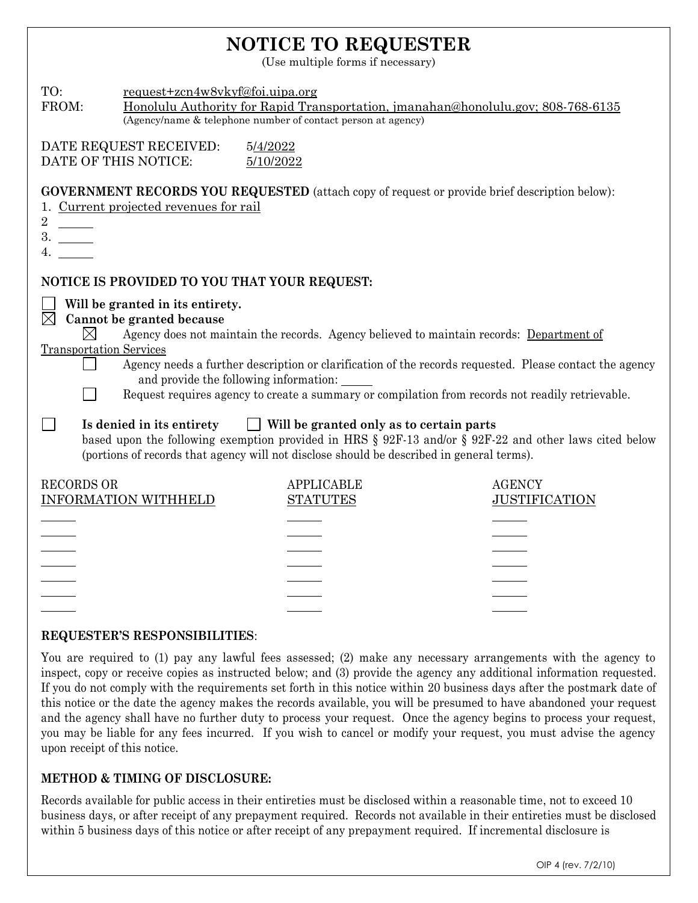# NOTICE TO REQUESTER

(Use multiple forms if necessary)

TO: request+zcn4w8vkyf@foi.uipa.org

FROM: Honolulu Authority for Rapid Transportation, jmanahan@honolulu.gov; 808-768-6135
(Agency/name & telephone number of contact person at agency)

DATE REQUEST RECEIVED: 5/4/2022

DATE OF THIS NOTICE: 5/10/2022

**GOVERNMENT RECORDS YOU REQUESTED** (attach copy of request or provide brief description below):

1. Current projected revenues for rail
2. ______
3. ______
4. ______

**NOTICE IS PROVIDED TO YOU THAT YOUR REQUEST:**

☐ **Will be granted in its entirety.**

☒ **Cannot be granted because**

- ☒ Agency does not maintain the records. Agency believed to maintain records: Department of Transportation Services
- ☐ Agency needs a further description or clarification of the records requested. Please contact the agency and provide the following information: ______
- ☐ Request requires agency to create a summary or compilation from records not readily retrievable.

☐ **Is denied in its entirety** ☐ **Will be granted only as to certain parts**

based upon the following exemption provided in HRS § 92F-13 and/or § 92F-22 and other laws cited below (portions of records that agency will not disclose should be described in general terms).

| RECORDS OR INFORMATION WITHHELD | APPLICABLE STATUTES | AGENCY JUSTIFICATION |
|---|---|---|
| | | |
| | | |
| | | |
| | | |
| | | |
| | | |
| | | |

**REQUESTER'S RESPONSIBILITIES**:

You are required to (1) pay any lawful fees assessed; (2) make any necessary arrangements with the agency to inspect, copy or receive copies as instructed below; and (3) provide the agency any additional information requested. If you do not comply with the requirements set forth in this notice within 20 business days after the postmark date of this notice or the date the agency makes the records available, you will be presumed to have abandoned your request and the agency shall have no further duty to process your request. Once the agency begins to process your request, you may be liable for any fees incurred. If you wish to cancel or modify your request, you must advise the agency upon receipt of this notice.

**METHOD & TIMING OF DISCLOSURE:**

Records available for public access in their entireties must be disclosed within a reasonable time, not to exceed 10 business days, or after receipt of any prepayment required. Records not available in their entireties must be disclosed within 5 business days of this notice or after receipt of any prepayment required. If incremental disclosure is

OIP 4 (rev. 7/2/10)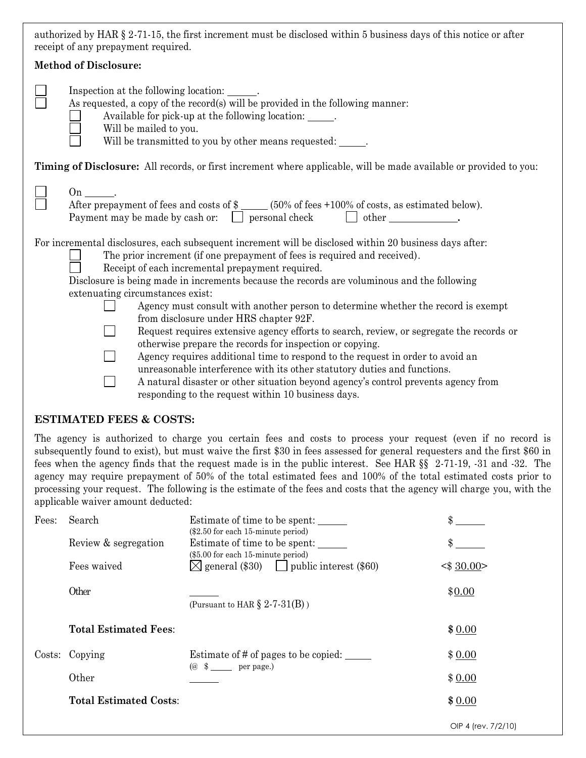authorized by HAR § 2-71-15, the first increment must be disclosed within 5 business days of this notice or after receipt of any prepayment required.

**Method of Disclosure:**

- ☐ Inspection at the following location: ______.
- ☐ As requested, a copy of the record(s) will be provided in the following manner:
  - ☐ Available for pick-up at the following location: _____.
  - ☐ Will be mailed to you.
  - ☐ Will be transmitted to you by other means requested: _____.

**Timing of Disclosure:** All records, or first increment where applicable, will be made available or provided to you:

- ☐ On ______.
- ☐ After prepayment of fees and costs of $ _____ (50% of fees +100% of costs, as estimated below).
  Payment may be made by cash or: ☐ personal check ☐ other _____________.

For incremental disclosures, each subsequent increment will be disclosed within 20 business days after:

- ☐ The prior increment (if one prepayment of fees is required and received).
- ☐ Receipt of each incremental prepayment required.

Disclosure is being made in increments because the records are voluminous and the following extenuating circumstances exist:

- ☐ Agency must consult with another person to determine whether the record is exempt from disclosure under HRS chapter 92F.
- ☐ Request requires extensive agency efforts to search, review, or segregate the records or otherwise prepare the records for inspection or copying.
- ☐ Agency requires additional time to respond to the request in order to avoid an unreasonable interference with its other statutory duties and functions.
- ☐ A natural disaster or other situation beyond agency's control prevents agency from responding to the request within 10 business days.

## ESTIMATED FEES & COSTS:

The agency is authorized to charge you certain fees and costs to process your request (even if no record is subsequently found to exist), but must waive the first $30 in fees assessed for general requesters and the first $60 in fees when the agency finds that the request made is in the public interest. See HAR §§ 2-71-19, -31 and -32. The agency may require prepayment of 50% of the total estimated fees and 100% of the total estimated costs prior to processing your request. The following is the estimate of the fees and costs that the agency will charge you, with the applicable waiver amount deducted:

| | | | |
|---|---|---|---|
| Fees: | Search | Estimate of time to be spent: ______ ($2.50 for each 15-minute period) | $ ______ |
| | Review & segregation | Estimate of time to be spent: ______ ($5.00 for each 15-minute period) | $ ______ |
| | Fees waived | ☒ general ($30) ☐ public interest ($60) | <$ 30.00> |
| | Other | ______ (Pursuant to HAR § 2-7-31(B) ) | $0.00 |
| | **Total Estimated Fees**: | | **$ 0.00** |
| Costs: | Copying | Estimate of # of pages to be copied: _____ (@ $ _____ per page.) | $ 0.00 |
| | Other | ______ | $ 0.00 |
| | **Total Estimated Costs**: | | **$ 0.00** |

OIP 4 (rev. 7/2/10)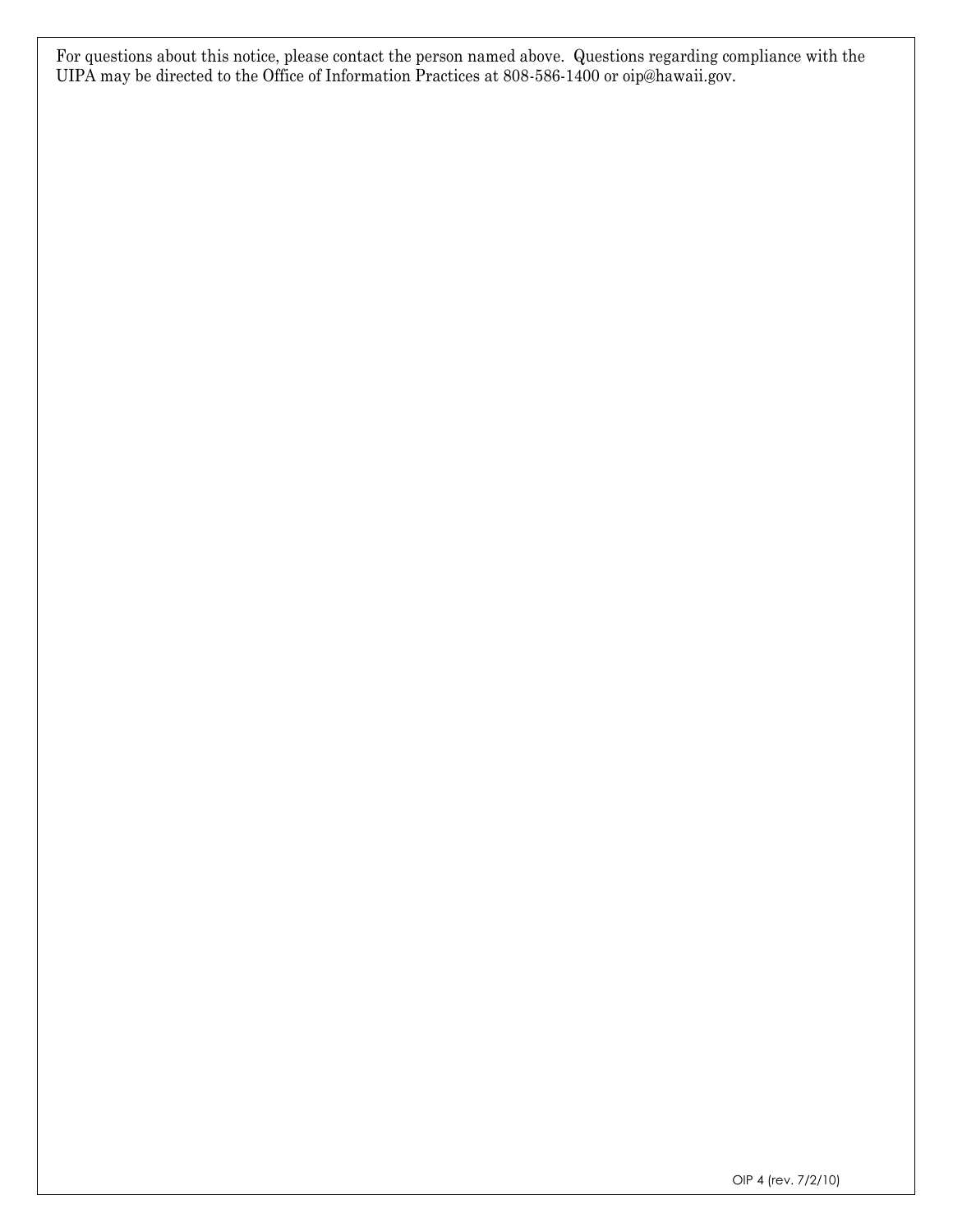For questions about this notice, please contact the person named above. Questions regarding compliance with the UIPA may be directed to the Office of Information Practices at 808-586-1400 or oip@hawaii.gov.

OIP 4 (rev. 7/2/10)